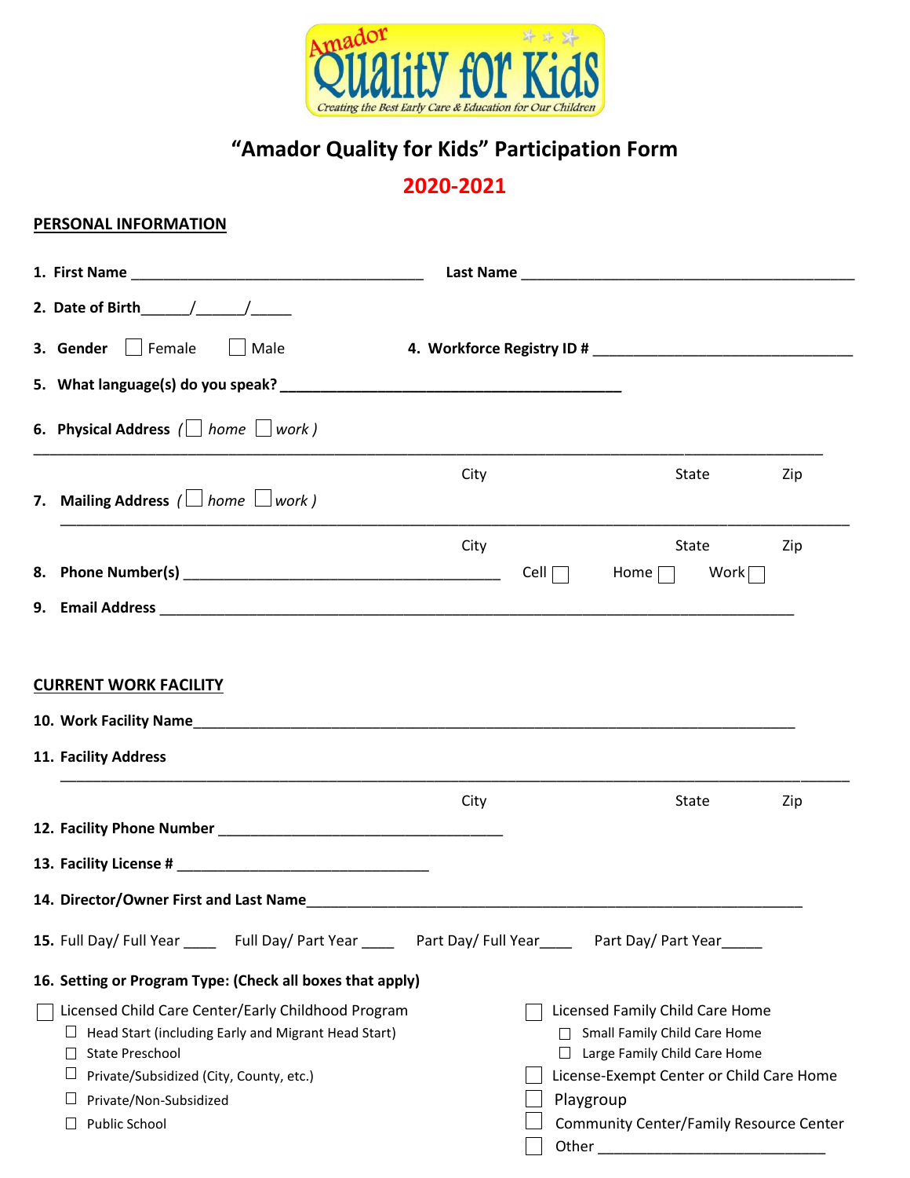# "Amador Quality for Kids" Participation Form

## 2020-2021

### PERSONAL INFORMATION

1. **First Name** ___________________________________ **Last Name** ________________________________________

2. **Date of Birth**_____/_____/_____

3. **Gender** ☐ Female ☐ Male **4. Workforce Registry ID #** _______________________________

5. **What language(s) do you speak?** ________________________________________

6. **Physical Address** *(☐ home ☐ work )*

_______________________________________________________________________________________________

City State Zip

7. **Mailing Address** *(☐ home ☐ work )*

_______________________________________________________________________________________________

City State Zip

8. **Phone Number(s)** ______________________________________ Cell ☐ Home ☐ Work ☐

9. **Email Address** ____________________________________________________________________________

### CURRENT WORK FACILITY

10. **Work Facility Name**________________________________________________________________________

11. **Facility Address**

_______________________________________________________________________________________________

City State Zip

12. **Facility Phone Number** __________________________________

13. **Facility License #** ______________________________

14. **Director/Owner First and Last Name**____________________________________________________________

15. Full Day/ Full Year ____ Full Day/ Part Year ____ Part Day/ Full Year____ Part Day/ Part Year_____

16. **Setting or Program Type: (Check all boxes that apply)**

- ☐ Licensed Child Care Center/Early Childhood Program
  - ☐ Head Start (including Early and Migrant Head Start)
  - ☐ State Preschool
  - ☐ Private/Subsidized (City, County, etc.)
  - ☐ Private/Non-Subsidized
  - ☐ Public School
- ☐ Licensed Family Child Care Home
  - ☐ Small Family Child Care Home
  - ☐ Large Family Child Care Home
- ☐ License-Exempt Center or Child Care Home
- ☐ Playgroup
- ☐ Community Center/Family Resource Center
- ☐ Other ___________________________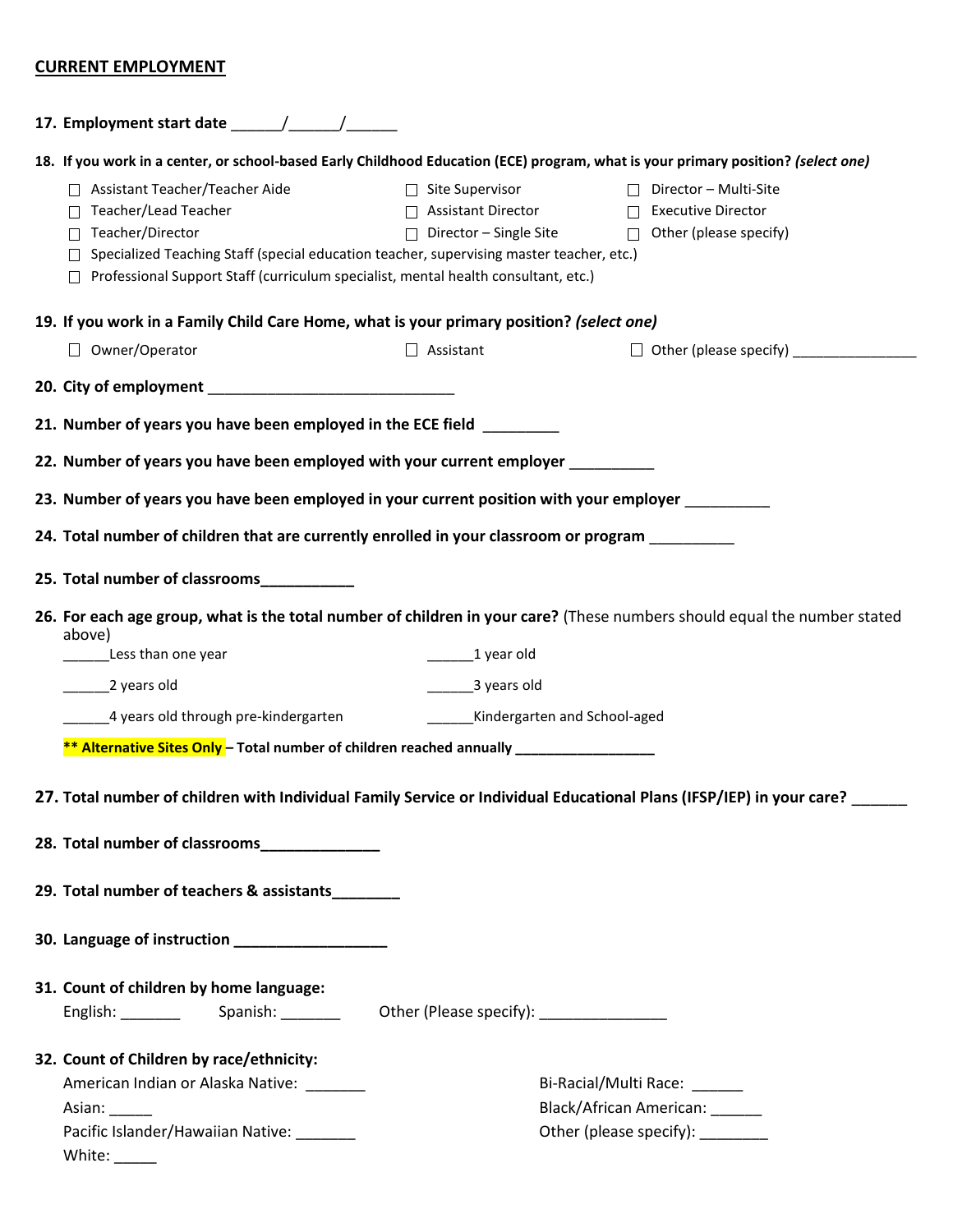**CURRENT EMPLOYMENT**

**17. Employment start date** ______/______/______

**18. If you work in a center, or school-based Early Childhood Education (ECE) program, what is your primary position?** ***(select one)***

- ☐ Assistant Teacher/Teacher Aide
- ☐ Teacher/Lead Teacher
- ☐ Teacher/Director
- ☐ Site Supervisor
- ☐ Assistant Director
- ☐ Director – Single Site
- ☐ Director – Multi-Site
- ☐ Executive Director
- ☐ Other (please specify)
- ☐ Specialized Teaching Staff (special education teacher, supervising master teacher, etc.)
- ☐ Professional Support Staff (curriculum specialist, mental health consultant, etc.)

**19. If you work in a Family Child Care Home, what is your primary position?** ***(select one)***

- ☐ Owner/Operator
- ☐ Assistant
- ☐ Other (please specify) ________________

**20. City of employment** ______________________________

**21. Number of years you have been employed in the ECE field** _________

**22. Number of years you have been employed with your current employer** __________

**23. Number of years you have been employed in your current position with your employer** __________

**24. Total number of children that are currently enrolled in your classroom or program** __________

**25. Total number of classrooms**___________

**26. For each age group, what is the total number of children in your care?** (These numbers should equal the number stated above)

______Less than one year

______1 year old

______2 years old

______3 years old

______4 years old through pre-kindergarten

______Kindergarten and School-aged

**\*\* Alternative Sites Only – Total number of children reached annually** _________________

**27. Total number of children with Individual Family Service or Individual Educational Plans (IFSP/IEP) in your care?** ______

**28. Total number of classrooms**______________

**29. Total number of teachers & assistants**________

**30. Language of instruction** __________________

**31. Count of children by home language:**

English: _______ Spanish: _______ Other (Please specify): _______________

**32. Count of Children by race/ethnicity:**

American Indian or Alaska Native: _______

Asian: _____

Pacific Islander/Hawaiian Native: _______

White: _____

Bi-Racial/Multi Race: ______

Black/African American: ______

Other (please specify): ________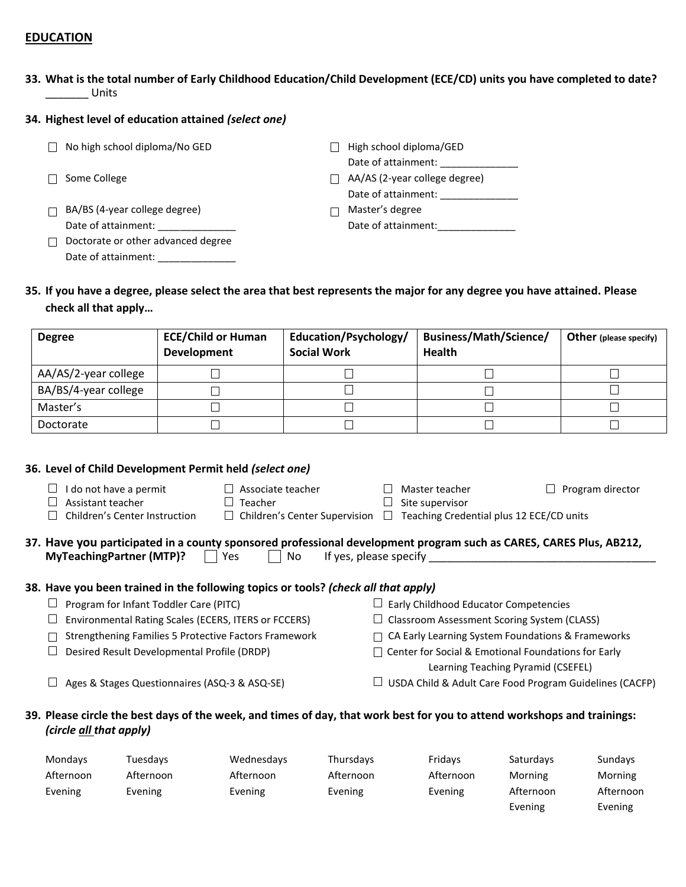## EDUCATION

**33. What is the total number of Early Childhood Education/Child Development (ECE/CD) units you have completed to date?**
_______ Units

**34. Highest level of education attained *(select one)***

- ☐ No high school diploma/No GED
- ☐ High school diploma/GED
  Date of attainment: ______________
- ☐ Some College
- ☐ AA/AS (2-year college degree)
  Date of attainment: ______________
- ☐ BA/BS (4-year college degree)
  Date of attainment: ______________
- ☐ Master's degree
  Date of attainment: ______________
- ☐ Doctorate or other advanced degree
  Date of attainment: ______________

**35. If you have a degree, please select the area that best represents the major for any degree you have attained. Please check all that apply…**

| Degree | ECE/Child or Human Development | Education/Psychology/ Social Work | Business/Math/Science/ Health | Other (please specify) |
|---|---|---|---|---|
| AA/AS/2-year college | ☐ | ☐ | ☐ | ☐ |
| BA/BS/4-year college | ☐ | ☐ | ☐ | ☐ |
| Master's | ☐ | ☐ | ☐ | ☐ |
| Doctorate | ☐ | ☐ | ☐ | ☐ |

**36. Level of Child Development Permit held *(select one)***

- ☐ I do not have a permit
- ☐ Associate teacher
- ☐ Master teacher
- ☐ Program director
- ☐ Assistant teacher
- ☐ Teacher
- ☐ Site supervisor
- ☐ Children's Center Instruction
- ☐ Children's Center Supervision
- ☐ Teaching Credential plus 12 ECE/CD units

**37. Have you participated in a county sponsored professional development program such as CARES, CARES Plus, AB212, MyTeachingPartner (MTP)?** ☐ Yes ☐ No If yes, please specify ______________________________________

**38. Have you been trained in the following topics or tools? *(check all that apply)***

- ☐ Program for Infant Toddler Care (PITC)
- ☐ Early Childhood Educator Competencies
- ☐ Environmental Rating Scales (ECERS, ITERS or FCCERS)
- ☐ Classroom Assessment Scoring System (CLASS)
- ☐ Strengthening Families 5 Protective Factors Framework
- ☐ CA Early Learning System Foundations & Frameworks
- ☐ Desired Result Developmental Profile (DRDP)
- ☐ Center for Social & Emotional Foundations for Early Learning Teaching Pyramid (CSEFEL)
- ☐ Ages & Stages Questionnaires (ASQ-3 & ASQ-SE)
- ☐ USDA Child & Adult Care Food Program Guidelines (CACFP)

**39. Please circle the best days of the week, and times of day, that work best for you to attend workshops and trainings: *(circle all that apply)***

| Mondays | Tuesdays | Wednesdays | Thursdays | Fridays | Saturdays | Sundays |
|---|---|---|---|---|---|---|
| Afternoon | Afternoon | Afternoon | Afternoon | Afternoon | Morning | Morning |
| Evening | Evening | Evening | Evening | Evening | Afternoon | Afternoon |
| | | | | | Evening | Evening |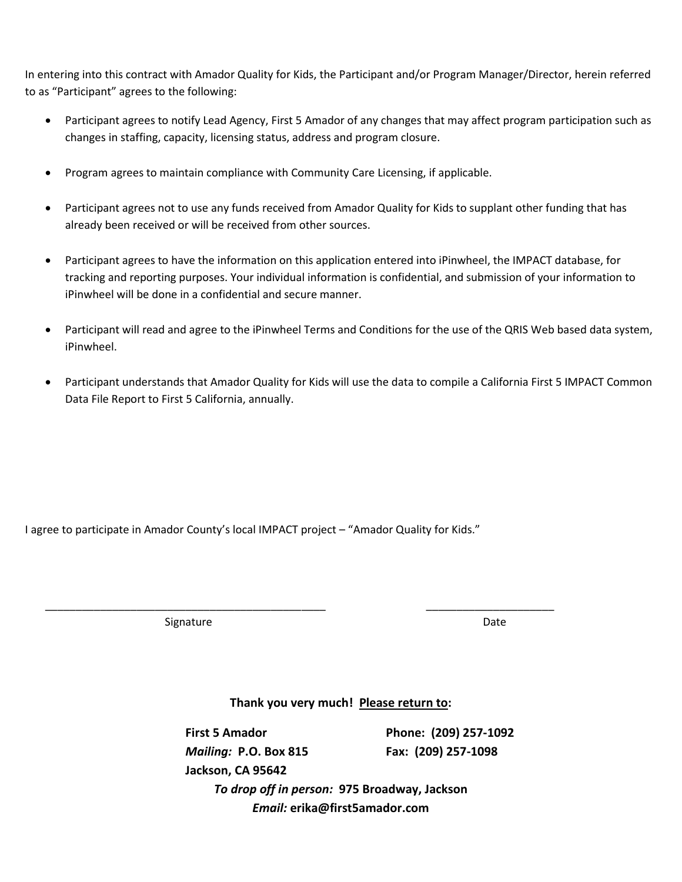In entering into this contract with Amador Quality for Kids, the Participant and/or Program Manager/Director, herein referred to as "Participant" agrees to the following:

- Participant agrees to notify Lead Agency, First 5 Amador of any changes that may affect program participation such as changes in staffing, capacity, licensing status, address and program closure.
- Program agrees to maintain compliance with Community Care Licensing, if applicable.
- Participant agrees not to use any funds received from Amador Quality for Kids to supplant other funding that has already been received or will be received from other sources.
- Participant agrees to have the information on this application entered into iPinwheel, the IMPACT database, for tracking and reporting purposes. Your individual information is confidential, and submission of your information to iPinwheel will be done in a confidential and secure manner.
- Participant will read and agree to the iPinwheel Terms and Conditions for the use of the QRIS Web based data system, iPinwheel.
- Participant understands that Amador Quality for Kids will use the data to compile a California First 5 IMPACT Common Data File Report to First 5 California, annually.

I agree to participate in Amador County's local IMPACT project – "Amador Quality for Kids."

_______________________________________________ &nbsp;&nbsp;&nbsp;&nbsp;&nbsp;&nbsp;&nbsp;&nbsp; _____________________

Signature &nbsp;&nbsp;&nbsp;&nbsp;&nbsp;&nbsp;&nbsp;&nbsp;&nbsp;&nbsp;&nbsp;&nbsp;&nbsp;&nbsp;&nbsp;&nbsp;&nbsp;&nbsp;&nbsp;&nbsp;&nbsp;&nbsp;&nbsp;&nbsp;&nbsp;&nbsp;&nbsp;&nbsp;&nbsp;&nbsp;&nbsp;&nbsp;&nbsp;&nbsp;&nbsp;&nbsp;&nbsp;&nbsp;&nbsp;&nbsp; Date

**Thank you very much! Please return to:**

**First 5 Amador** &nbsp;&nbsp;&nbsp;&nbsp;&nbsp;&nbsp;&nbsp;&nbsp; **Phone: (209) 257-1092**

***Mailing:* P.O. Box 815** &nbsp;&nbsp;&nbsp;&nbsp;&nbsp;&nbsp;&nbsp;&nbsp; **Fax: (209) 257-1098**

**Jackson, CA 95642**

***To drop off in person:* 975 Broadway, Jackson**

***Email:* erika@first5amador.com**